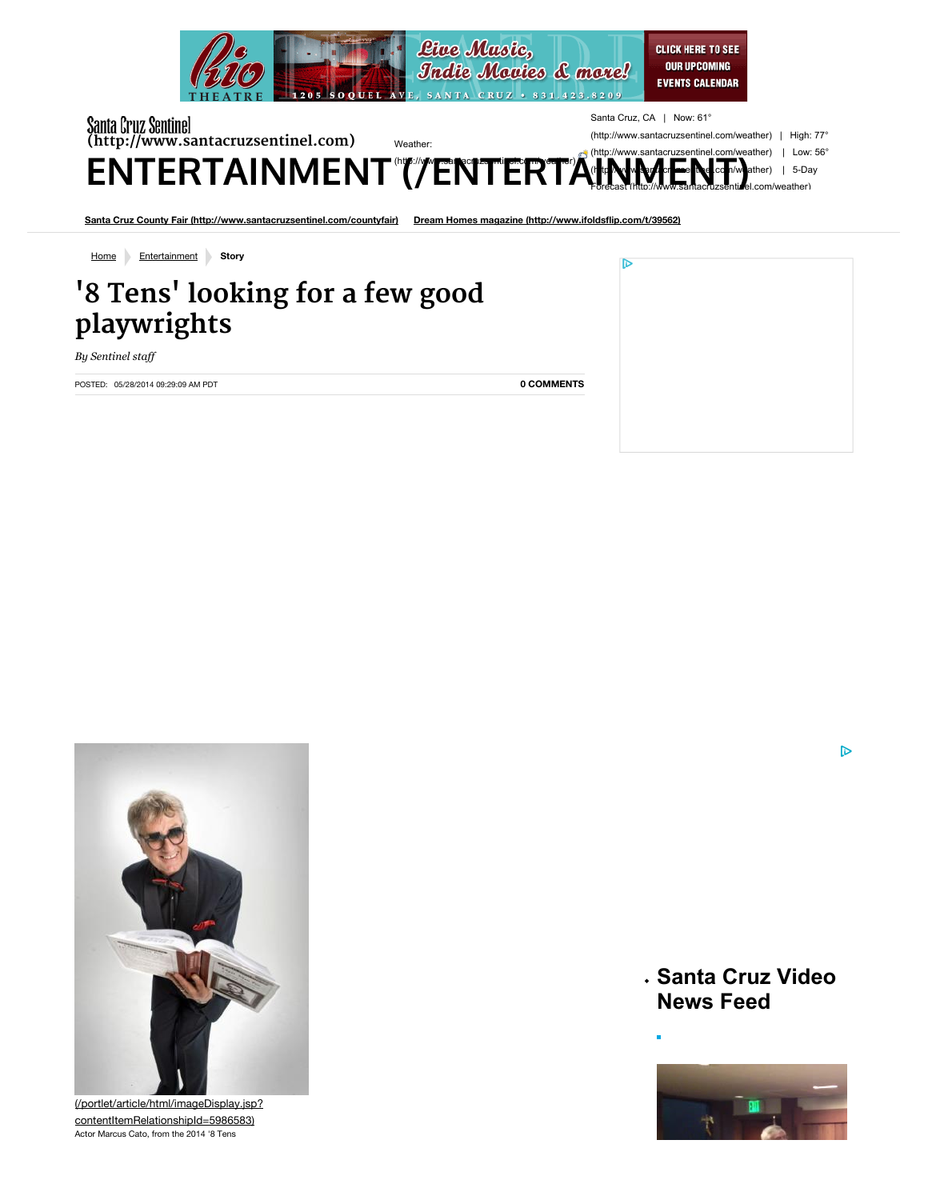Santa Cruz Sentinel (http://www.santacruzsentinel.com)

Weather: (http://www.santacruzsentinel.com/weather)

Santa Cruz, CA | Now: 61° (http://www.santacruzsentinel.com/weather) | High: 77° (http://www.santacruzsentinel.com/weather) | Low: 56° (http://www.santacruzsentinel.com/weather) | 5-Day Forecast (http://www.santacruzsentinel.com/weather)

# ENTERTAINMENT (/ENTERTAINMENT)

Santa Cruz County Fair (http://www.santacruzsentinel.com/countyfair) Dream Homes magazine (http://www.ifoldsflip.com/t/39562)

Home Entertainment Story

# '8 Tens' looking for a few good playwrights

*By Sentinel staff*

POSTED: 05/28/2014 09:29:09 AM PDT

**0 COMMENTS**

(/portlet/article/html/imageDisplay.jsp?contentItemRelationshipId=5986583)

Actor Marcus Cato, from the 2014 '8 Tens

## Santa Cruz Video News Feed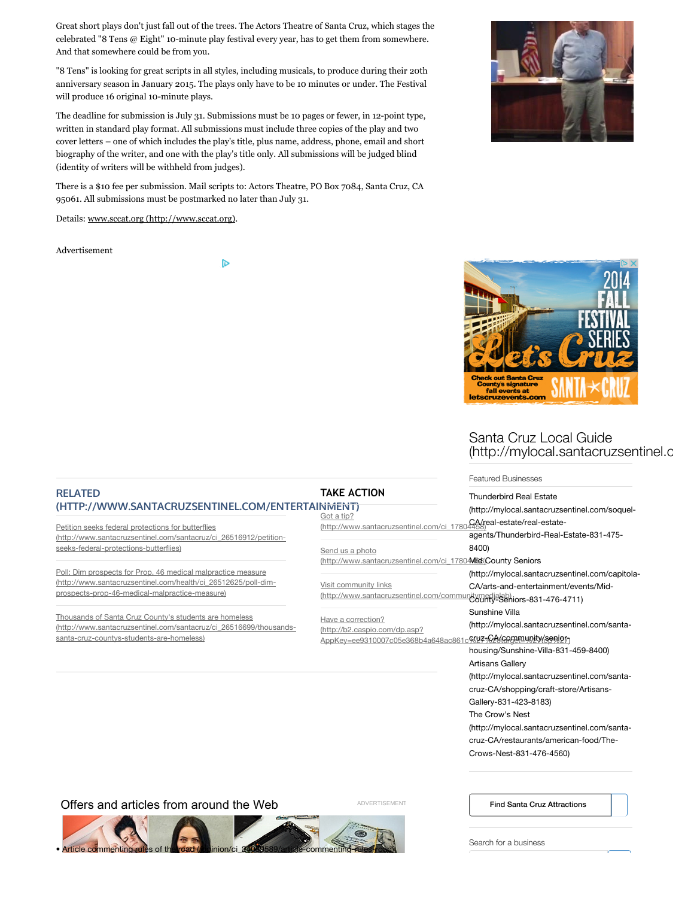Great short plays don't just fall out of the trees. The Actors Theatre of Santa Cruz, which stages the celebrated "8 Tens @ Eight" 10-minute play festival every year, has to get them from somewhere. And that somewhere could be from you.

"8 Tens" is looking for great scripts in all styles, including musicals, to produce during their 20th anniversary season in January 2015. The plays only have to be 10 minutes or under. The Festival will produce 16 original 10-minute plays.

The deadline for submission is July 31. Submissions must be 10 pages or fewer, in 12-point type, written in standard play format. All submissions must include three copies of the play and two cover letters – one of which includes the play's title, plus name, address, phone, email and short biography of the writer, and one with the play's title only. All submissions will be judged blind (identity of writers will be withheld from judges).

There is a $10 fee per submission. Mail scripts to: Actors Theatre, PO Box 7084, Santa Cruz, CA 95061. All submissions must be postmarked no later than July 31.

Details: www.sccat.org (http://www.sccat.org).

Advertisement

## RELATED (HTTP://WWW.SANTACRUZSENTINEL.COM/ENTERTAINMENT)

Petition seeks federal protections for butterflies (http://www.santacruzsentinel.com/santacruz/ci_26516912/petition-seeks-federal-protections-butterflies)

Poll: Dim prospects for Prop. 46 medical malpractice measure (http://www.santacruzsentinel.com/health/ci_26512625/poll-dim-prospects-prop-46-medical-malpractice-measure)

Thousands of Santa Cruz County's students are homeless (http://www.santacruzsentinel.com/santacruz/ci_26516699/thousands-santa-cruz-countys-students-are-homeless)

## TAKE ACTION

Got a tip? (http://www.santacruzsentinel.com/ci_17804458)

Send us a photo (http://www.santacruzsentinel.com/ci_17804...)

Visit community links (http://www.santacruzsentinel.com/communitymedialab)

Have a correction? (http://b2.caspio.com/dp.asp?AppKey=ee9310007c05e368b4a648ac861c...)

## Santa Cruz Local Guide (http://mylocal.santacruzsentinel.c...

Featured Businesses

Thunderbird Real Estate (http://mylocal.santacruzsentinel.com/soquel-CA/real-estate/real-estate-agents/Thunderbird-Real-Estate-831-475-8400)

Mid County Seniors (http://mylocal.santacruzsentinel.com/capitola-CA/arts-and-entertainment/events/Mid-County-Seniors-831-476-4711)

Sunshine Villa (http://mylocal.santacruzsentinel.com/santa-cruz-CA/community/senior-housing/Sunshine-Villa-831-459-8400)

Artisans Gallery (http://mylocal.santacruzsentinel.com/santa-cruz-CA/shopping/craft-store/Artisans-Gallery-831-423-8183)

The Crow's Nest (http://mylocal.santacruzsentinel.com/santa-cruz-CA/restaurants/american-food/The-Crows-Nest-831-476-4560)

Find Santa Cruz Attractions

Search for a business

Offers and articles from around the Web

ADVERTISEMENT

- Article commenting rules of the road (opinion/ci_...589/article-commenting-rules-road)